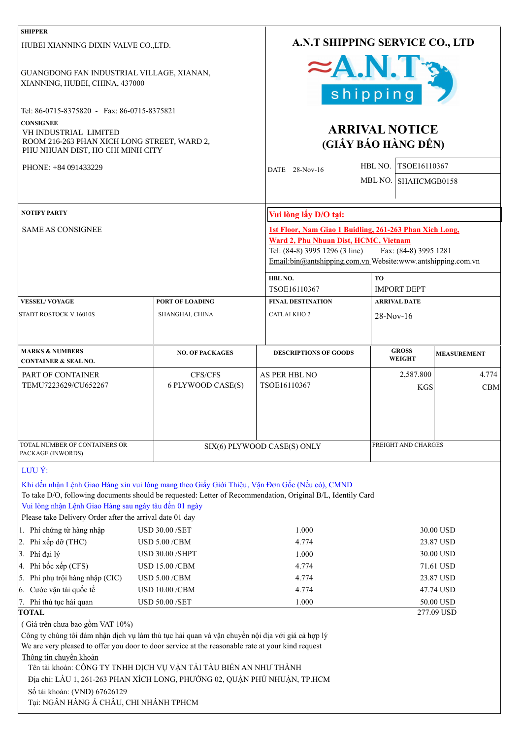**SHIPPER**

HUBEI XIANNING DIXIN VALVE CO.,LTD.

GUANGDONG FAN INDUSTRIAL VILLAGE, XIANAN, XIANNING, HUBEI, CHINA, 437000

Tel: 86-0715-8375820 - Fax: 86-0715-8375821

# A.N.T SHIPPING SERVICE CO., LTD

A.N.T shipping

**CONSIGNEE**

VH INDUSTRIAL LIMITED
ROOM 216-263 PHAN XICH LONG STREET, WARD 2, PHU NHUAN DIST, HO CHI MINH CITY

PHONE: +84 091433229

## ARRIVAL NOTICE
## (GIẤY BÁO HÀNG ĐẾN)

DATE 28-Nov-16

HBL NO. TSOE16110367

MBL NO. SHAHCMGB0158

**NOTIFY PARTY**

SAME AS CONSIGNEE

**Vui lòng lấy D/O tại:**

**1st Floor, Nam Giao 1 Buidling, 261-263 Phan Xich Long, Ward 2, Phu Nhuan Dist, HCMC, Vietnam**

Tel: (84-8) 3995 1296 (3 line) Fax: (84-8) 3995 1281

Email:bin@antshipping.com.vn Website:www.antshipping.com.vn

| HBL NO. | TO |
|---|---|
| TSOE16110367 | IMPORT DEPT |

| VESSEL/ VOYAGE | PORT OF LOADING | FINAL DESTINATION | ARRIVAL DATE |
|---|---|---|---|
| STADT ROSTOCK V.16010S | SHANGHAI, CHINA | CATLAI KHO 2 | 28-Nov-16 |

| MARKS & NUMBERS CONTAINER & SEAL NO. | NO. OF PACKAGES | DESCRIPTIONS OF GOODS | GROSS WEIGHT | MEASUREMENT |
|---|---|---|---|---|
| PART OF CONTAINER TEMU7223629/CU652267 | CFS/CFS 6 PLYWOOD CASE(S) | AS PER HBL NO TSOE16110367 | 2,587.800 KGS | 4.774 CBM |
| TOTAL NUMBER OF CONTAINERS OR PACKAGE (INWORDS) | SIX(6) PLYWOOD CASE(S) ONLY | | FREIGHT AND CHARGES | |

LƯU Ý:

Khi đến nhận Lệnh Giao Hàng xin vui lòng mang theo Giấy Giới Thiệu, Vận Đơn Gốc (Nếu có), CMND

To take D/O, following documents should be requested: Letter of Recommendation, Original B/L, Idently Card

Vui lòng nhận Lệnh Giao Hàng sau ngày tàu đến 01 ngày

Please take Delivery Order after the arrival date 01 day

| | | | |
|---|---|---|---|
| 1. Phí chứng từ hàng nhập | USD 30.00 /SET | 1.000 | 30.00 USD |
| 2. Phí xếp dỡ (THC) | USD 5.00 /CBM | 4.774 | 23.87 USD |
| 3. Phí đại lý | USD 30.00 /SHPT | 1.000 | 30.00 USD |
| 4. Phí bốc xếp (CFS) | USD 15.00 /CBM | 4.774 | 71.61 USD |
| 5. Phí phụ trội hàng nhập (CIC) | USD 5.00 /CBM | 4.774 | 23.87 USD |
| 6. Cước vận tải quốc tế | USD 10.00 /CBM | 4.774 | 47.74 USD |
| 7. Phí thủ tục hải quan | USD 50.00 /SET | 1.000 | 50.00 USD |
| **TOTAL** | | | 277.09 USD |

( Giá trên chưa bao gồm VAT 10%)

Công ty chúng tôi đảm nhận dịch vụ làm thủ tục hải quan và vận chuyển nội địa với giá cả hợp lý

We are very pleased to offer you door to door service at the reasonable rate at your kind request

Thông tin chuyển khoản

Tên tài khoản: CÔNG TY TNHH DỊCH VỤ VẬN TẢI TÀU BIỂN AN NHƯ THÀNH

Địa chỉ: LẦU 1, 261-263 PHAN XÍCH LONG, PHƯỜNG 02, QUẬN PHÚ NHUẬN, TP.HCM

Số tài khoản: (VND) 67626129

Tại: NGÂN HÀNG Á CHÂU, CHI NHÁNH TPHCM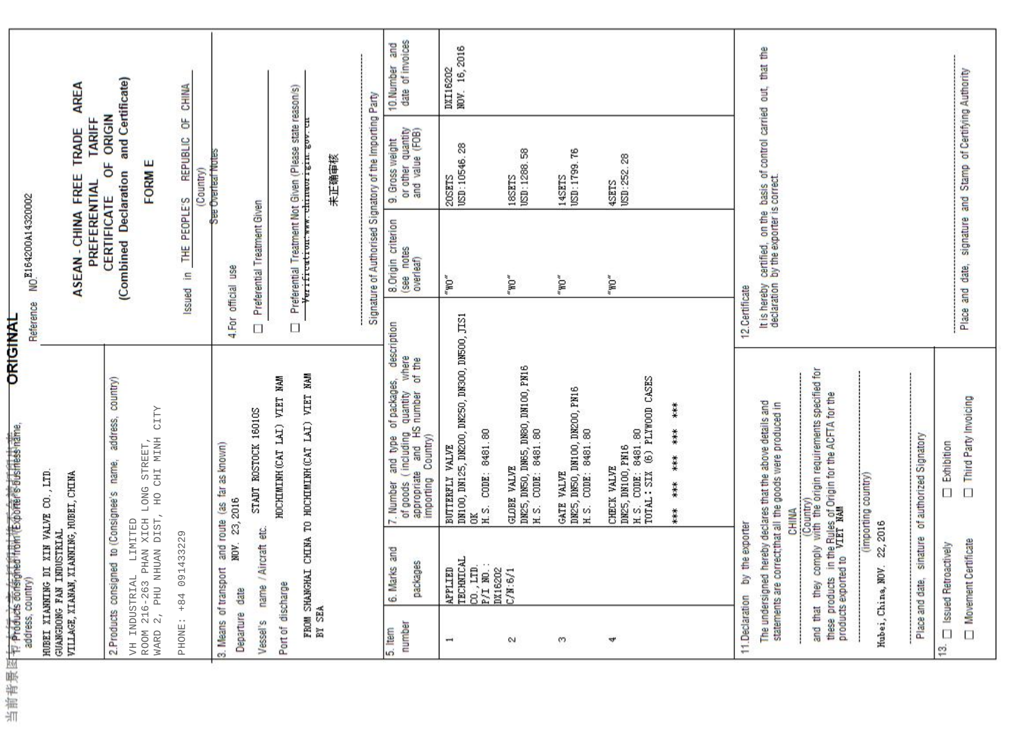**ORIGINAL**

Reference NO. E164200A14320002

# ASEAN - CHINA FREE TRADE AREA PREFERENTIAL TARIFF CERTIFICATE OF ORIGIN (Combined Declaration and Certificate)

## FORM E

Issued in THE PEOPLE'S REPUBLIC OF CHINA
(Country)

See Overleaf Notes

1. Products consigned from (Exporter's business name, address, country)

HUBEI XIANNING DI XIN VALVE CO., LTD.
GUANGDONG FAN INDUSTRIAL
VILLAGE, XIANAN, XIANNING, HUBEI, CHINA

2. Products consigned to (Consignee's name, address, country)

VH INDUSTRIAL LIMITED
ROOM 216-263 PHAN XICH LONG STREET,
WARD 2, PHU NHUAN DIST, HO CHI MINH CITY

PHONE: +84 091433229

3. Means of transport and route (as far as known)

Departure date NOV. 23, 2016

Vessel's name / Aircraft etc. STADT ROSTOCK 1601OS

Port of discharge HOCHIMINH (CAT LAI) VIET NAM

FROM SHANGHAI CHINA TO HOCHIMINH (CAT LAI) VIET NAM BY SEA

4. For official use

☐ Preferential Treatment Given

☐ Preferential Treatment Not Given (Please state reason/s)

Verification: www.chinaorigin.gov.cn

未正确审核

Signature of Authorised Signatory of the Importing Party

| 5. Item number | 6. Marks and numbers on packages | 7. Number and type of packages, description of goods (including quantity where appropriate and HS number of the importing Country) | 8. Origin criterion (see notes overleaf) | 9. Gross weight or other quantity and value (FOB) | 10. Number and date of invoices |
|---|---|---|---|---|---|
| 1 | APPLIED TECHNICAL CO., LTD. P/I NO.: DX16202 C/N:6/1 | BUTTERFLY VALVE DN100, DN125, DN200, DN250, DN300, DN500, JIS10K H.S. CODE: 8481.80 | "WO" | 20SETS USD:10546.28 | DX16202 NOV. 16, 2016 |
| 2 | | GLOBE VALVE DN25, DN50, DN65, DN80, DN100, PN16 H.S. CODE: 8481.80 | "WO" | 18SETS USD:1288.58 | |
| 3 | | GATE VALVE DN25, DN50, DN100, DN200, PN16 H.S. CODE: 8481.80 | "WO" | 14SETS USD:1799.76 | |
| 4 | | CHECK VALVE DN25, DN100, PN16 H.S. CODE: 8481.80 TOTAL: SIX (6) PLYWOOD CASES *** *** *** *** *** *** | "WO" | 4SETS USD:252.28 | |

11. Declaration by the exporter

The undersigned hereby declares that the above details and statements are correct; that all the goods were produced in

CHINA
(Country)

and that they comply with the origin requirements specified for these products in the Rules of Origin for the ACFTA for the products exported to VIET NAM
(importing country)

Hubei, China, NOV. 22, 2016

Place and date, signature of authorized Signatory

12. Certificate

It is hereby certified, on the basis of control carried out, that the declaration by the exporter is correct.

Place and date, signature and Stamp of Certifying Authority

13. ☐ Issued Retroactively ☐ Exhibition ☐ Movement Certificate ☐ Third Party Invoicing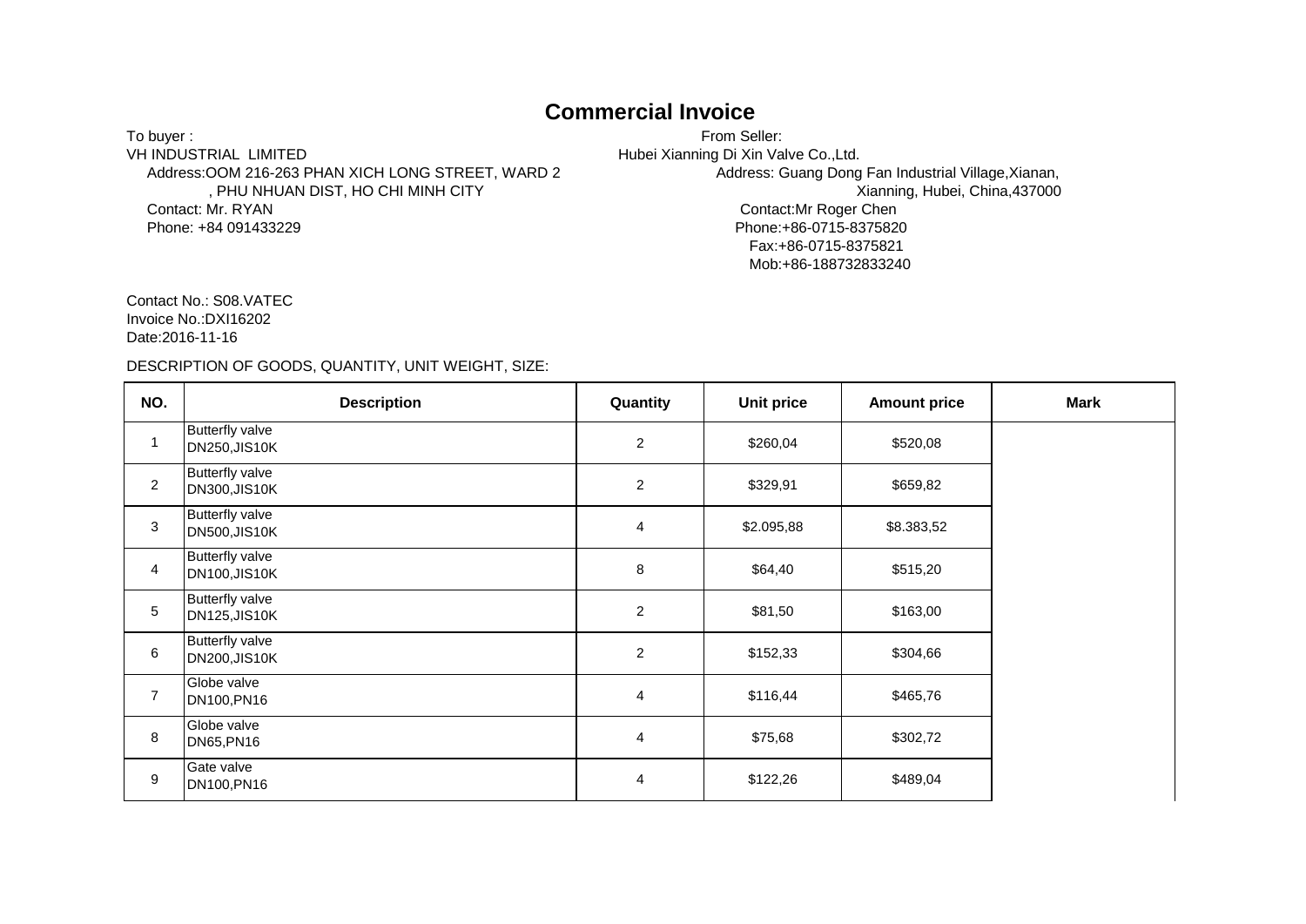# Commercial Invoice

To buyer :
VH INDUSTRIAL LIMITED
Address:OOM 216-263 PHAN XICH LONG STREET, WARD 2 , PHU NHUAN DIST, HO CHI MINH CITY
Contact: Mr. RYAN
Phone: +84 091433229

From Seller:
Hubei Xianning Di Xin Valve Co.,Ltd.
Address: Guang Dong Fan Industrial Village,Xianan, Xianning, Hubei, China,437000
Contact:Mr Roger Chen
Phone:+86-0715-8375820
Fax:+86-0715-8375821
Mob:+86-188732833240

Contact No.: S08.VATEC
Invoice No.:DXI16202
Date:2016-11-16

DESCRIPTION OF GOODS, QUANTITY, UNIT WEIGHT, SIZE:

| NO. | Description | Quantity | Unit price | Amount price | Mark |
|---|---|---|---|---|---|
| 1 | Butterfly valve DN250,JIS10K | 2 | $260,04 | $520,08 | |
| 2 | Butterfly valve DN300,JIS10K | 2 | $329,91 | $659,82 | |
| 3 | Butterfly valve DN500,JIS10K | 4 | $2.095,88 | $8.383,52 | |
| 4 | Butterfly valve DN100,JIS10K | 8 | $64,40 | $515,20 | |
| 5 | Butterfly valve DN125,JIS10K | 2 | $81,50 | $163,00 | |
| 6 | Butterfly valve DN200,JIS10K | 2 | $152,33 | $304,66 | |
| 7 | Globe valve DN100,PN16 | 4 | $116,44 | $465,76 | |
| 8 | Globe valve DN65,PN16 | 4 | $75,68 | $302,72 | |
| 9 | Gate valve DN100,PN16 | 4 | $122,26 | $489,04 | |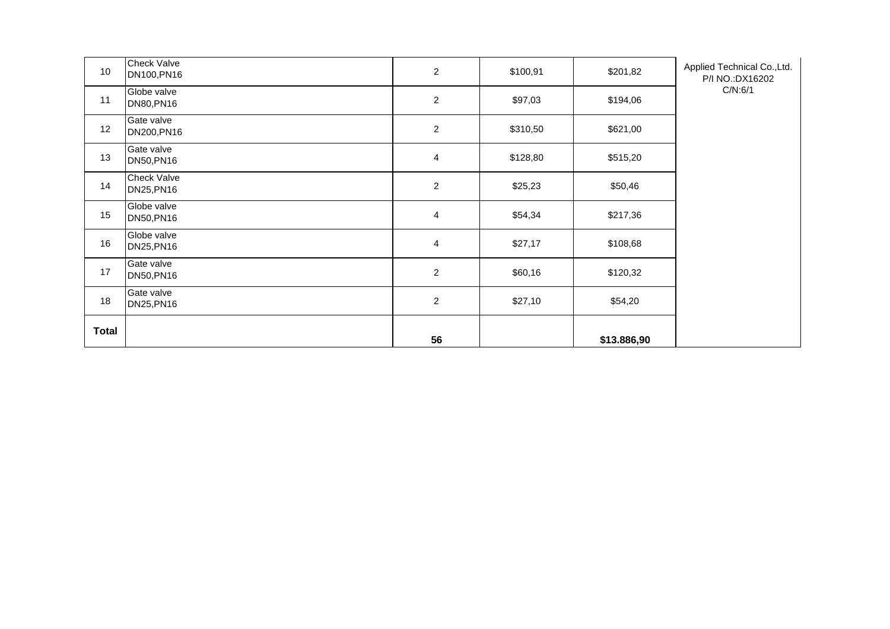| | | | | | |
|---|---|---|---|---|---|
| 10 | Check Valve DN100,PN16 | 2 | $100,91 | $201,82 | Applied Technical Co.,Ltd. P/I NO.:DX16202 C/N:6/1 |
| 11 | Globe valve DN80,PN16 | 2 | $97,03 | $194,06 | |
| 12 | Gate valve DN200,PN16 | 2 | $310,50 | $621,00 | |
| 13 | Gate valve DN50,PN16 | 4 | $128,80 | $515,20 | |
| 14 | Check Valve DN25,PN16 | 2 | $25,23 | $50,46 | |
| 15 | Globe valve DN50,PN16 | 4 | $54,34 | $217,36 | |
| 16 | Globe valve DN25,PN16 | 4 | $27,17 | $108,68 | |
| 17 | Gate valve DN50,PN16 | 2 | $60,16 | $120,32 | |
| 18 | Gate valve DN25,PN16 | 2 | $27,10 | $54,20 | |
| **Total** | | **56** | | **$13.886,90** | |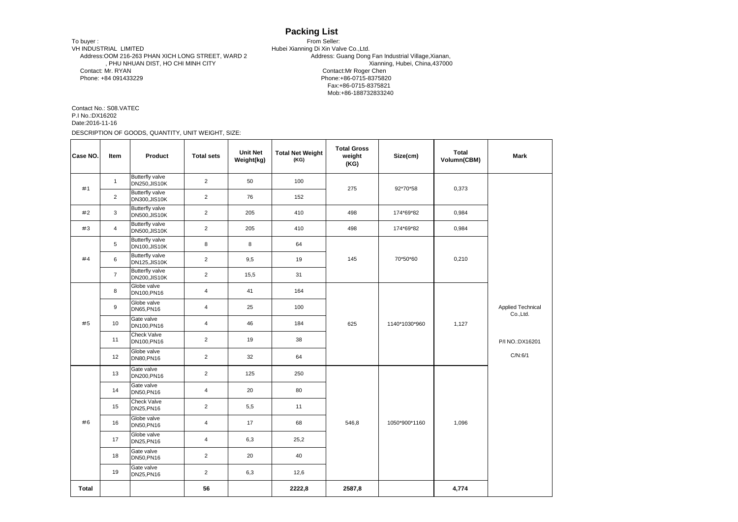# Packing List

To buyer :
VH INDUSTRIAL LIMITED
Address:OOM 216-263 PHAN XICH LONG STREET, WARD 2, PHU NHUAN DIST, HO CHI MINH CITY
Contact: Mr. RYAN
Phone: +84 091433229

From Seller:
Hubei Xianning Di Xin Valve Co.,Ltd.
Address: Guang Dong Fan Industrial Village,Xianan, Xianning, Hubei, China,437000
Contact:Mr Roger Chen
Phone:+86-0715-8375820
Fax:+86-0715-8375821
Mob:+86-188732833240

Contact No.: S08.VATEC
P.I No.:DX16202
Date:2016-11-16

DESCRIPTION OF GOODS, QUANTITY, UNIT WEIGHT, SIZE:

| Case NO. | Item | Product | Total sets | Unit Net Weight(kg) | Total Net Weight (KG) | Total Gross weight (KG) | Size(cm) | Total Volumn(CBM) | Mark |
|---|---|---|---|---|---|---|---|---|---|
| #1 | 1 | Butterfly valve DN250,JIS10K | 2 | 50 | 100 | 275 | 92*70*58 | 0,373 | Applied Technical Co.,Ltd. P/I NO.:DX16201 C/N:6/1 |
| | 2 | Butterfly valve DN300,JIS10K | 2 | 76 | 152 | | | | |
| #2 | 3 | Butterfly valve DN500,JIS10K | 2 | 205 | 410 | 498 | 174*69*82 | 0,984 | |
| #3 | 4 | Butterfly valve DN500,JIS10K | 2 | 205 | 410 | 498 | 174*69*82 | 0,984 | |
| #4 | 5 | Butterfly valve DN100,JIS10K | 8 | 8 | 64 | 145 | 70*50*60 | 0,210 | |
| | 6 | Butterfly valve DN125,JIS10K | 2 | 9,5 | 19 | | | | |
| | 7 | Butterfly valve DN200,JIS10K | 2 | 15,5 | 31 | | | | |
| #5 | 8 | Globe valve DN100,PN16 | 4 | 41 | 164 | 625 | 1140*1030*960 | 1,127 | |
| | 9 | Globe valve DN65,PN16 | 4 | 25 | 100 | | | | |
| | 10 | Gate valve DN100,PN16 | 4 | 46 | 184 | | | | |
| | 11 | Check Valve DN100,PN16 | 2 | 19 | 38 | | | | |
| | 12 | Globe valve DN80,PN16 | 2 | 32 | 64 | | | | |
| #6 | 13 | Gate valve DN200,PN16 | 2 | 125 | 250 | 546,8 | 1050*900*1160 | 1,096 | |
| | 14 | Gate valve DN50,PN16 | 4 | 20 | 80 | | | | |
| | 15 | Check Valve DN25,PN16 | 2 | 5,5 | 11 | | | | |
| | 16 | Globe valve DN50,PN16 | 4 | 17 | 68 | | | | |
| | 17 | Globe valve DN25,PN16 | 4 | 6,3 | 25,2 | | | | |
| | 18 | Gate valve DN50,PN16 | 2 | 20 | 40 | | | | |
| | 19 | Gate valve DN25,PN16 | 2 | 6,3 | 12,6 | | | | |
| Total | | | 56 | | 2222,8 | 2587,8 | | 4,774 | |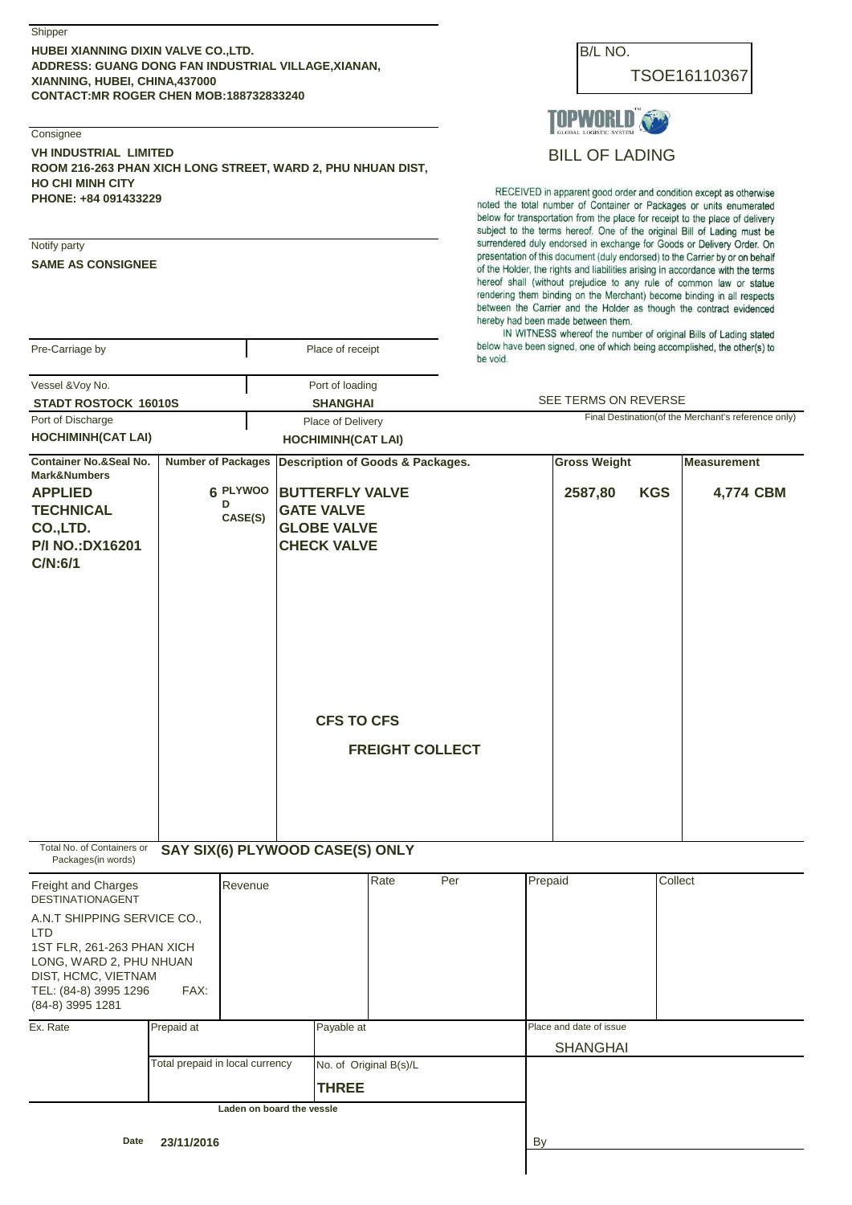Shipper

**HUBEI XIANNING DIXIN VALVE CO.,LTD.**
**ADDRESS: GUANG DONG FAN INDUSTRIAL VILLAGE,XIANAN, XIANNING, HUBEI, CHINA,437000**
**CONTACT:MR ROGER CHEN MOB:188732833240**

B/L NO.
TSOE16110367

TOPWORLD GLOBAL LOGISTIC SYSTEM

BILL OF LADING

Consignee

**VH INDUSTRIAL LIMITED**
**ROOM 216-263 PHAN XICH LONG STREET, WARD 2, PHU NHUAN DIST, HO CHI MINH CITY**
**PHONE: +84 091433229**

Notify party

**SAME AS CONSIGNEE**

RECEIVED in apparent good order and condition except as otherwise noted the total number of Container or Packages or units enumerated below for transportation from the place for receipt to the place of delivery subject to the terms hereof. One of the original Bill of Lading must be surrendered duly endorsed in exchange for Goods or Delivery Order. On presentation of this document (duly endorsed) to the Carrier by or on behalf of the Holder, the rights and liabilities arising in accordance with the terms hereof shall (without prejudice to any rule of common law or statue rendering them binding on the Merchant) become binding in all respects between the Carrier and the Holder as though the contract evidenced hereby had been made between them.

IN WITNESS whereof the number of original Bills of Lading stated below have been signed, one of which being accomplished, the other(s) to be void.

| | |
|---|---|
| Pre-Carriage by | Place of receipt |
| Vessel &Voy No. **STADT ROSTOCK 16010S** | Port of loading **SHANGHAI** |
| Port of Discharge **HOCHIMINH(CAT LAI)** | Place of Delivery **HOCHIMINH(CAT LAI)** |

SEE TERMS ON REVERSE

Final Destination(of the Merchant's reference only)

| Container No.&Seal No. Mark&Numbers | Number of Packages | Description of Goods & Packages. | Gross Weight | Measurement |
|---|---|---|---|---|
| **APPLIED TECHNICAL CO.,LTD. P/I NO.:DX16201 C/N:6/1** | **6 PLYWOOD CASE(S)** | **BUTTERFLY VALVE GATE VALVE GLOBE VALVE CHECK VALVE** <br> **CFS TO CFS** <br> **FREIGHT COLLECT** | **2587,80 KGS** | **4,774 CBM** |

Total No. of Containers or Packages(in words) **SAY SIX(6) PLYWOOD CASE(S) ONLY**

| Freight and Charges | Revenue | Rate | Per | Prepaid | Collect |
|---|---|---|---|---|---|
| DESTINATIONAGENT<br>A.N.T SHIPPING SERVICE CO., LTD<br>1ST FLR, 261-263 PHAN XICH LONG, WARD 2, PHU NHUAN DIST, HCMC, VIETNAM<br>TEL: (84-8) 3995 1296 FAX: (84-8) 3995 1281 | | | | | |

| | | | |
|---|---|---|---|
| Ex. Rate | Prepaid at | Payable at | Place and date of issue **SHANGHAI** |
| | Total prepaid in local currency | No. of Original B(s)/L **THREE** | |

**Laden on board the vessle**

**Date** **23/11/2016**

By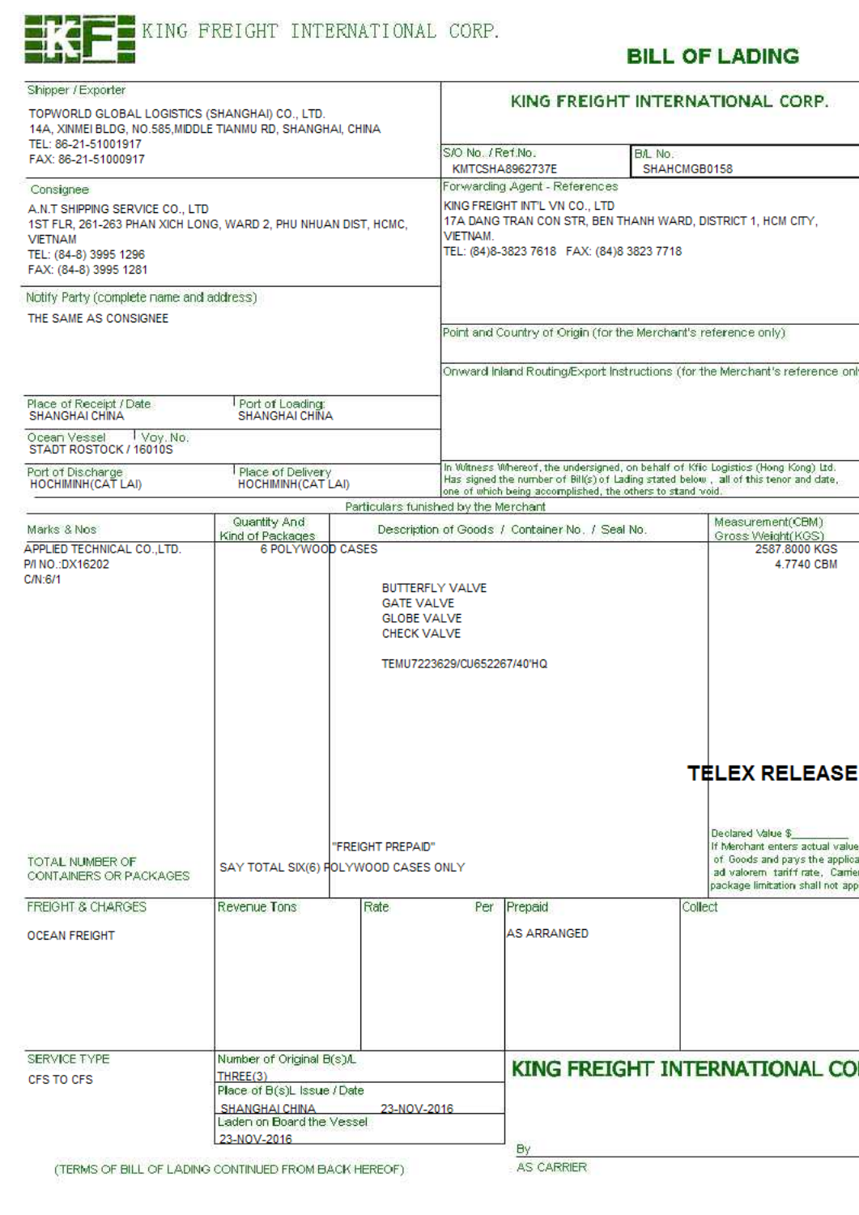KING FREIGHT INTERNATIONAL CORP.

# BILL OF LADING

**Shipper / Exporter**
TOPWORLD GLOBAL LOGISTICS (SHANGHAI) CO., LTD.
14A, XINMEI BLDG, NO.585,MIDDLE TIANMU RD, SHANGHAI, CHINA
TEL: 86-21-51001917
FAX: 86-21-51000917

**KING FREIGHT INTERNATIONAL CORP.**

**S/O No. / Ref.No.** KMTCSHA8962737E
**B/L No.** SHAHCMGB0158

**Consignee**
A.N.T SHIPPING SERVICE CO., LTD
1ST FLR, 261-263 PHAN XICH LONG, WARD 2, PHU NHUAN DIST, HCMC, VIETNAM
TEL: (84-8) 3995 1296
FAX: (84-8) 3995 1281

**Forwarding Agent - References**
KING FREIGHT INT'L VN CO., LTD
17A DANG TRAN CON STR, BEN THANH WARD, DISTRICT 1, HCM CITY, VIETNAM.
TEL: (84)8-3823 7618 FAX: (84)8 3823 7718

**Notify Party (complete name and address)**
THE SAME AS CONSIGNEE

**Point and Country of Origin (for the Merchant's reference only)**

**Onward Inland Routing/Export Instructions (for the Merchant's reference onl**

**Place of Receipt / Date:** SHANGHAI CHINA
**Port of Loading:** SHANGHAI CHINA
**Ocean Vessel:** STADT ROSTOCK
**Voy. No.:** 16010S
**Port of Discharge:** HOCHIMINH(CAT LAI)
**Place of Delivery:** HOCHIMINH(CAT LAI)

In Witness Whereof, the undersigned, on behalf of Kfic Logistics (Hong Kong) Ltd. Has signed the number of Bill(s) of Lading stated below, all of this tenor and date, one of which being accomplished, the others to stand void.

Particulars furnished by the Merchant

| Marks & Nos | Quantity And Kind of Packages | Description of Goods / Container No. / Seal No. | Measurement(CBM) Gross Weight(KGS) |
|---|---|---|---|
| APPLIED TECHNICAL CO.,LTD.<br>P/I NO.:DX16202<br>C/N:6/1 | 6 POLYWOOD CASES | BUTTERFLY VALVE<br>GATE VALVE<br>GLOBE VALVE<br>CHECK VALVE<br><br>TEMU7223629/CU652267/40'HQ<br><br>"FREIGHT PREPAID" | 2587.8000 KGS<br>4.7740 CBM<br><br>**TELEX RELEASE** |
| TOTAL NUMBER OF CONTAINERS OR PACKAGES | SAY TOTAL SIX(6) POLYWOOD CASES ONLY | | Declared Value $_________<br>If Merchant enters actual value of Goods and pays the applica ad valorem tariff rate, Carrie package limitation shall not app |

| FREIGHT & CHARGES | Revenue Tons | Rate | Per | Prepaid | Collect |
|---|---|---|---|---|---|
| OCEAN FREIGHT | | | | AS ARRANGED | |

**SERVICE TYPE:** CFS TO CFS
**Number of Original B(s)/L:** THREE(3)
**Place of B(s)L Issue / Date:** SHANGHAI CHINA 23-NOV-2016
**Laden on Board the Vessel:** 23-NOV-2016

**KING FREIGHT INTERNATIONAL CO**

By
AS CARRIER

(TERMS OF BILL OF LADING CONTINUED FROM BACK HEREOF)